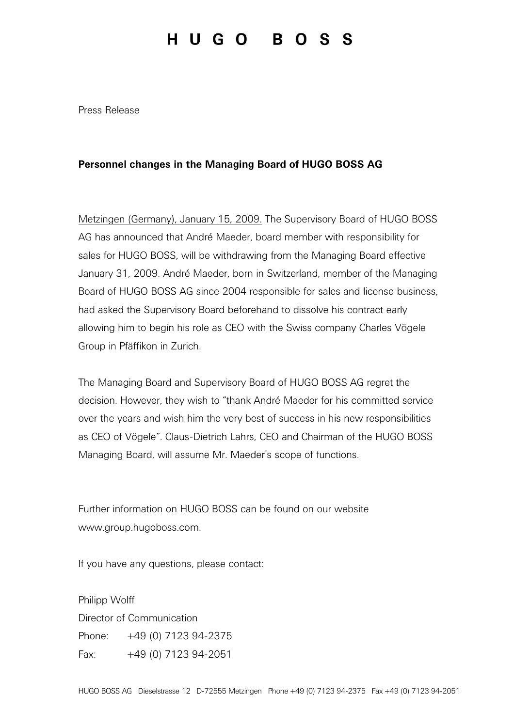# H U G O   B O S S

Press Release

**Personnel changes in the Managing Board of HUGO BOSS AG**

Metzingen (Germany), January 15, 2009. The Supervisory Board of HUGO BOSS AG has announced that André Maeder, board member with responsibility for sales for HUGO BOSS, will be withdrawing from the Managing Board effective January 31, 2009. André Maeder, born in Switzerland, member of the Managing Board of HUGO BOSS AG since 2004 responsible for sales and license business, had asked the Supervisory Board beforehand to dissolve his contract early allowing him to begin his role as CEO with the Swiss company Charles Vögele Group in Pfäffikon in Zurich.

The Managing Board and Supervisory Board of HUGO BOSS AG regret the decision. However, they wish to "thank André Maeder for his committed service over the years and wish him the very best of success in his new responsibilities as CEO of Vögele". Claus-Dietrich Lahrs, CEO and Chairman of the HUGO BOSS Managing Board, will assume Mr. Maeder's scope of functions.

Further information on HUGO BOSS can be found on our website www.group.hugoboss.com.

If you have any questions, please contact:

Philipp Wolff
Director of Communication
Phone: +49 (0) 7123 94-2375
Fax: +49 (0) 7123 94-2051

HUGO BOSS AG Dieselstrasse 12 D-72555 Metzingen Phone +49 (0) 7123 94-2375 Fax +49 (0) 7123 94-2051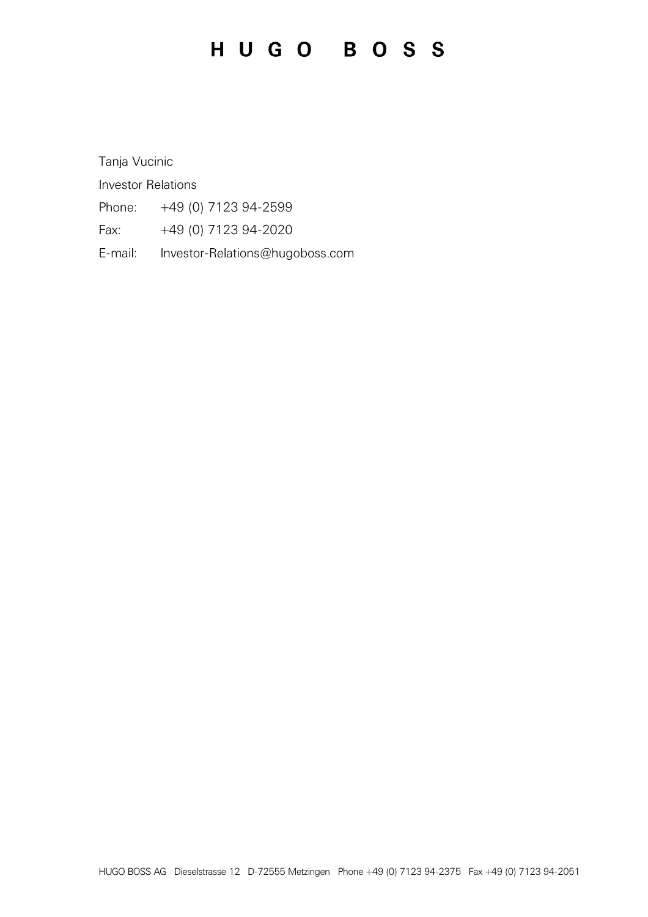Tanja Vucinic

Investor Relations

Phone: +49 (0) 7123 94-2599

Fax: +49 (0) 7123 94-2020

E-mail: Investor-Relations@hugoboss.com